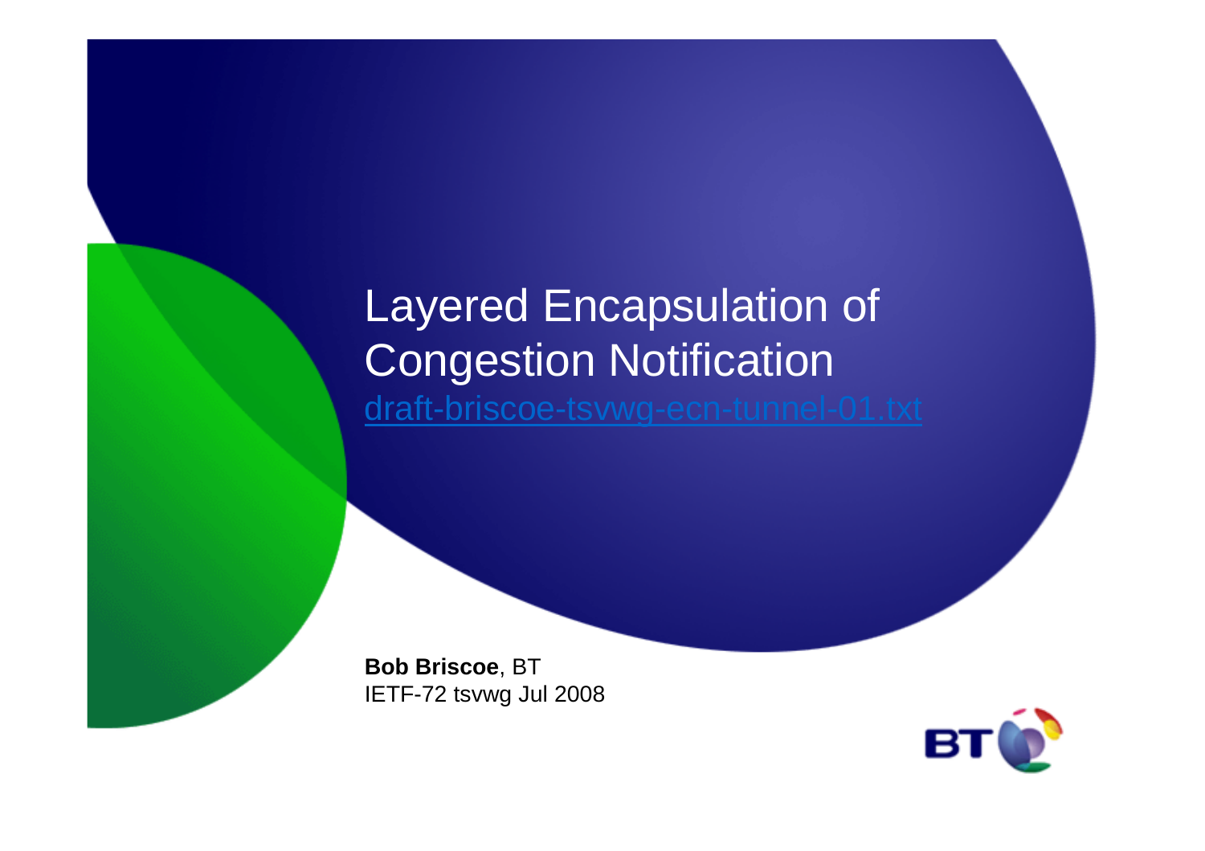# Layered Encapsulation of Congestion Notification

draft-briscoe-tsvwg-ecn-tunnel-01.txt

**Bob Briscoe**, BT

IETF-72 tsvwg Jul 2008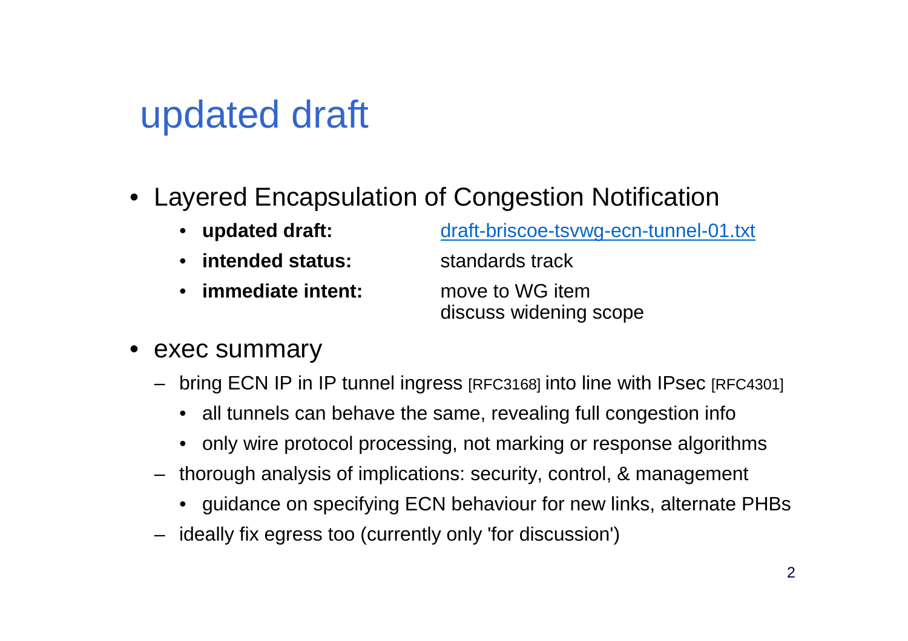# updated draft

- Layered Encapsulation of Congestion Notification
  - **updated draft:** [draft-briscoe-tsvwg-ecn-tunnel-01.txt](draft-briscoe-tsvwg-ecn-tunnel-01.txt)
  - **intended status:** standards track
  - **immediate intent:** move to WG item
    discuss widening scope
- exec summary
  - bring ECN IP in IP tunnel ingress [RFC3168] into line with IPsec [RFC4301]
    - all tunnels can behave the same, revealing full congestion info
    - only wire protocol processing, not marking or response algorithms
  - thorough analysis of implications: security, control, & management
    - guidance on specifying ECN behaviour for new links, alternate PHBs
  - ideally fix egress too (currently only 'for discussion')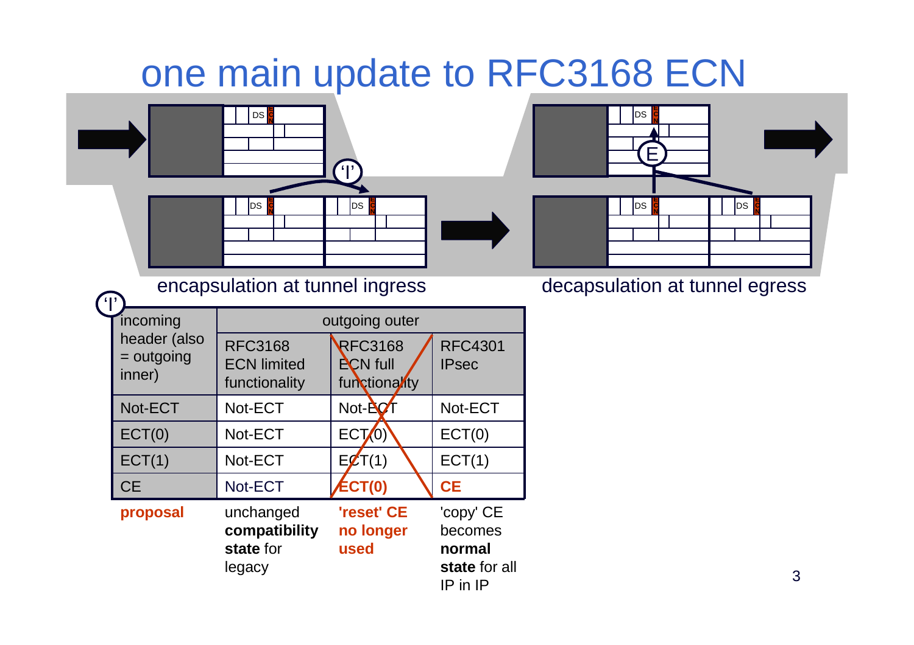# one main update to RFC3168 ECN

encapsulation at tunnel ingress

decapsulation at tunnel egress

'I'

| incoming header (also = outgoing inner) | outgoing outer | | |
|---|---|---|---|
| | RFC3168 ECN limited functionality | ~~RFC3168 ECN full functionality~~ | RFC4301 IPsec |
| Not-ECT | Not-ECT | Not-ECT | Not-ECT |
| ECT(0) | Not-ECT | ECT(0) | ECT(0) |
| ECT(1) | Not-ECT | ECT(1) | ECT(1) |
| CE | Not-ECT | **ECT(0)** | **CE** |
| **proposal** | unchanged **compatibility state** for legacy | **'reset' CE no longer used** | 'copy' CE becomes **normal state** for all IP in IP |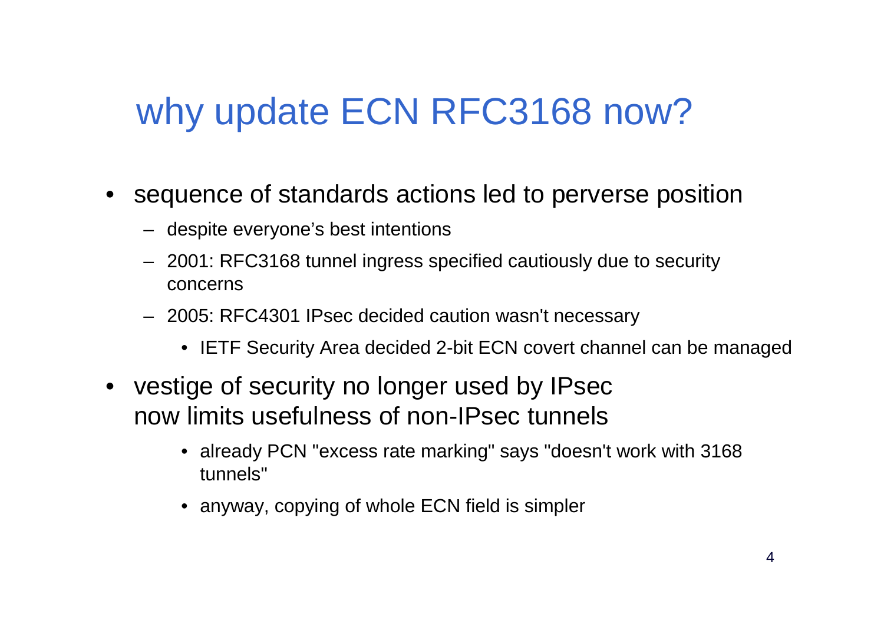# why update ECN RFC3168 now?

- sequence of standards actions led to perverse position
  - despite everyone's best intentions
  - 2001: RFC3168 tunnel ingress specified cautiously due to security concerns
  - 2005: RFC4301 IPsec decided caution wasn't necessary
    - IETF Security Area decided 2-bit ECN covert channel can be managed
- vestige of security no longer used by IPsec now limits usefulness of non-IPsec tunnels
    - already PCN "excess rate marking" says "doesn't work with 3168 tunnels"
    - anyway, copying of whole ECN field is simpler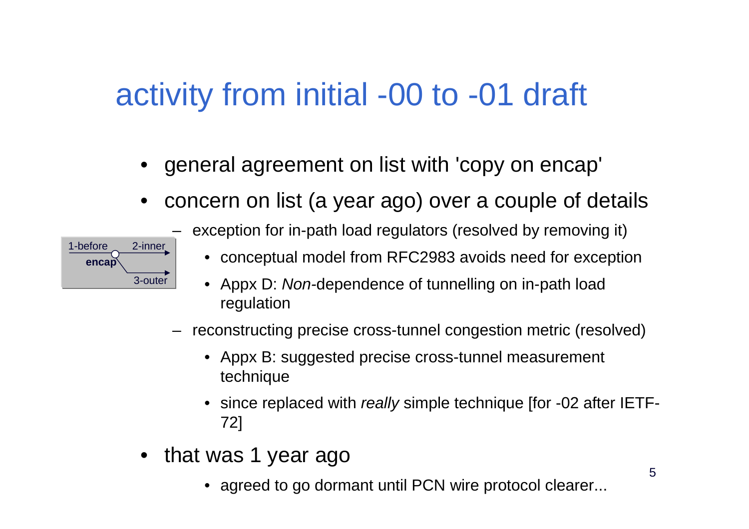# activity from initial -00 to -01 draft

- general agreement on list with 'copy on encap'
- concern on list (a year ago) over a couple of details
  - exception for in-path load regulators (resolved by removing it)
    - conceptual model from RFC2983 avoids need for exception
    - Appx D: *Non*-dependence of tunnelling on in-path load regulation
  - reconstructing precise cross-tunnel congestion metric (resolved)
    - Appx B: suggested precise cross-tunnel measurement technique
    - since replaced with *really* simple technique [for -02 after IETF-72]
- that was 1 year ago
    - agreed to go dormant until PCN wire protocol clearer...

1-before **encap** 2-inner 3-outer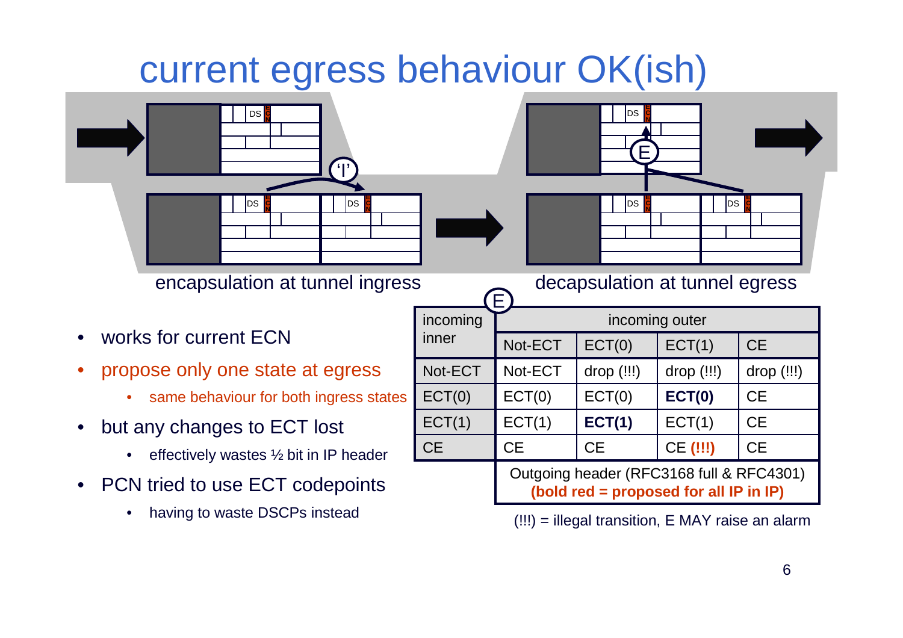# current egress behaviour OK(ish)

encapsulation at tunnel ingress

decapsulation at tunnel egress

- works for current ECN
- propose only one state at egress
  - same behaviour for both ingress states
- but any changes to ECT lost
  - effectively wastes ½ bit in IP header
- PCN tried to use ECT codepoints
  - having to waste DSCPs instead

| incoming inner | incoming outer | | | |
|---|---|---|---|---|
| | Not-ECT | ECT(0) | ECT(1) | CE |
| Not-ECT | Not-ECT | drop (!!!) | drop (!!!) | drop (!!!) |
| ECT(0) | ECT(0) | ECT(0) | **ECT(0)** | CE |
| ECT(1) | ECT(1) | **ECT(1)** | ECT(1) | CE |
| CE | CE | CE | CE **(!!!)** | CE |

Outgoing header (RFC3168 full & RFC4301)
**(bold red = proposed for all IP in IP)**

(!!!) = illegal transition, E MAY raise an alarm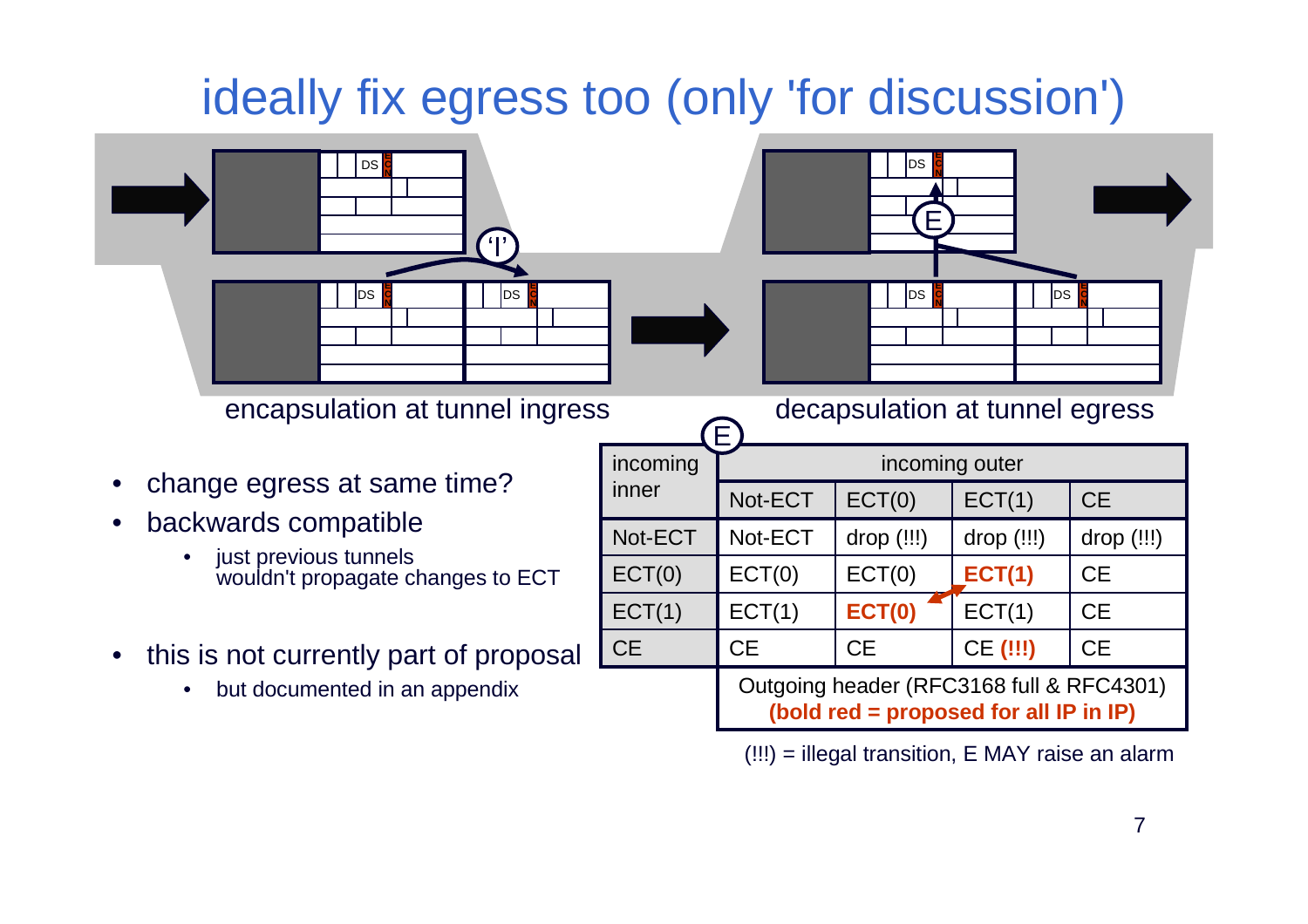# ideally fix egress too (only 'for discussion')

encapsulation at tunnel ingress

decapsulation at tunnel egress

- change egress at same time?
- backwards compatible
  - just previous tunnels wouldn't propagate changes to ECT
- this is not currently part of proposal
  - but documented in an appendix

| incoming inner | incoming outer | | | |
|---|---|---|---|---|
| | Not-ECT | ECT(0) | ECT(1) | CE |
| Not-ECT | Not-ECT | drop (!!!) | drop (!!!) | drop (!!!) |
| ECT(0) | ECT(0) | ECT(0) | **ECT(1)** | CE |
| ECT(1) | ECT(1) | **ECT(0)** | ECT(1) | CE |
| CE | CE | CE | CE **(!!!)** | CE |

Outgoing header (RFC3168 full & RFC4301)
**(bold red = proposed for all IP in IP)**

(!!!) = illegal transition, E MAY raise an alarm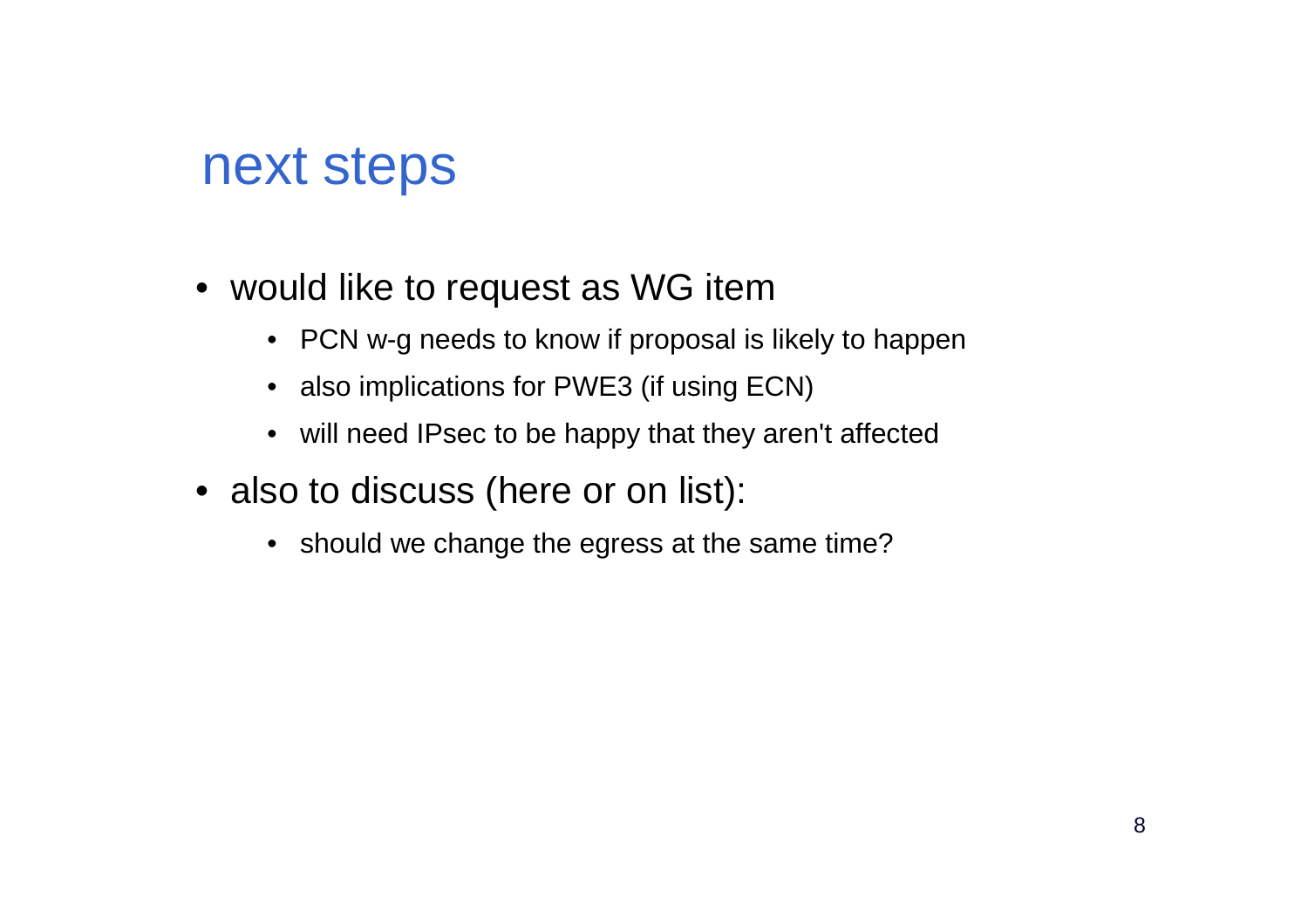# next steps

- would like to request as WG item
  - PCN w-g needs to know if proposal is likely to happen
  - also implications for PWE3 (if using ECN)
  - will need IPsec to be happy that they aren't affected
- also to discuss (here or on list):
  - should we change the egress at the same time?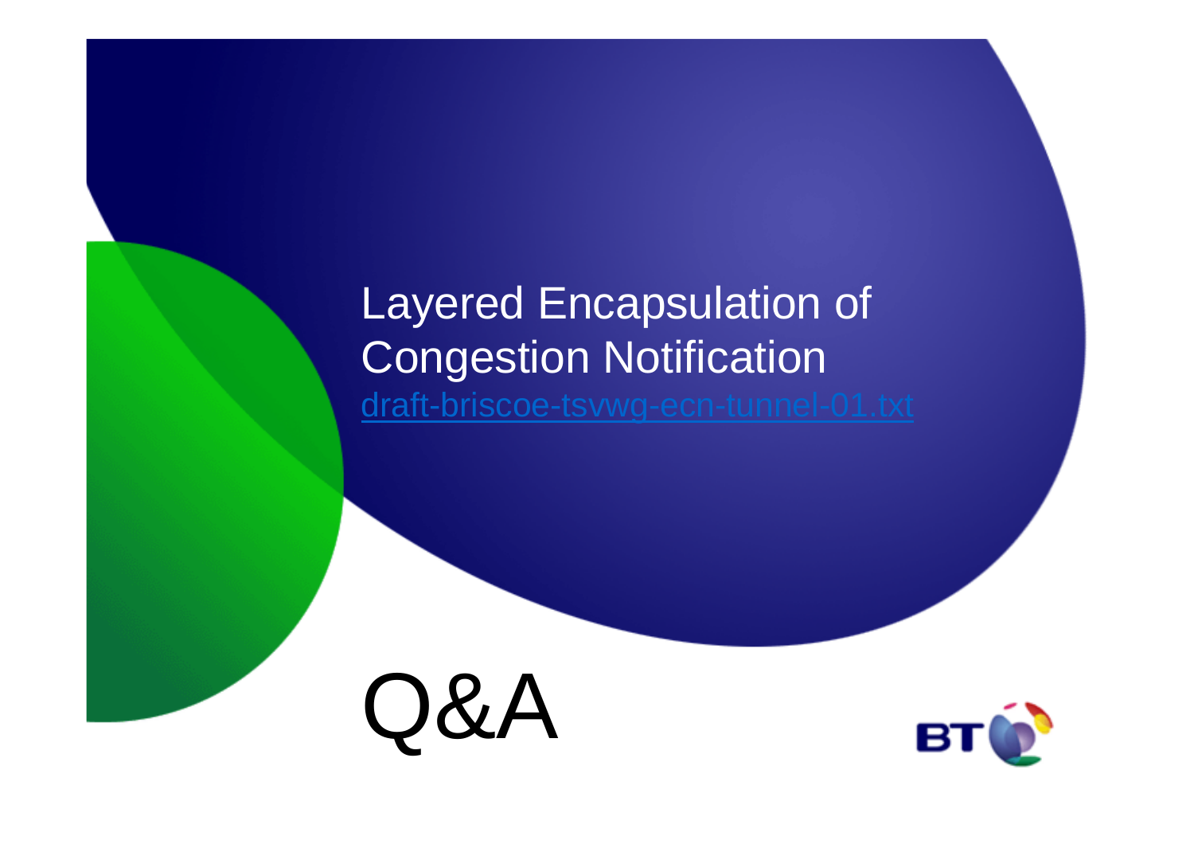# Layered Encapsulation of Congestion Notification

draft-briscoe-tsvwg-ecn-tunnel-01.txt

# Q&A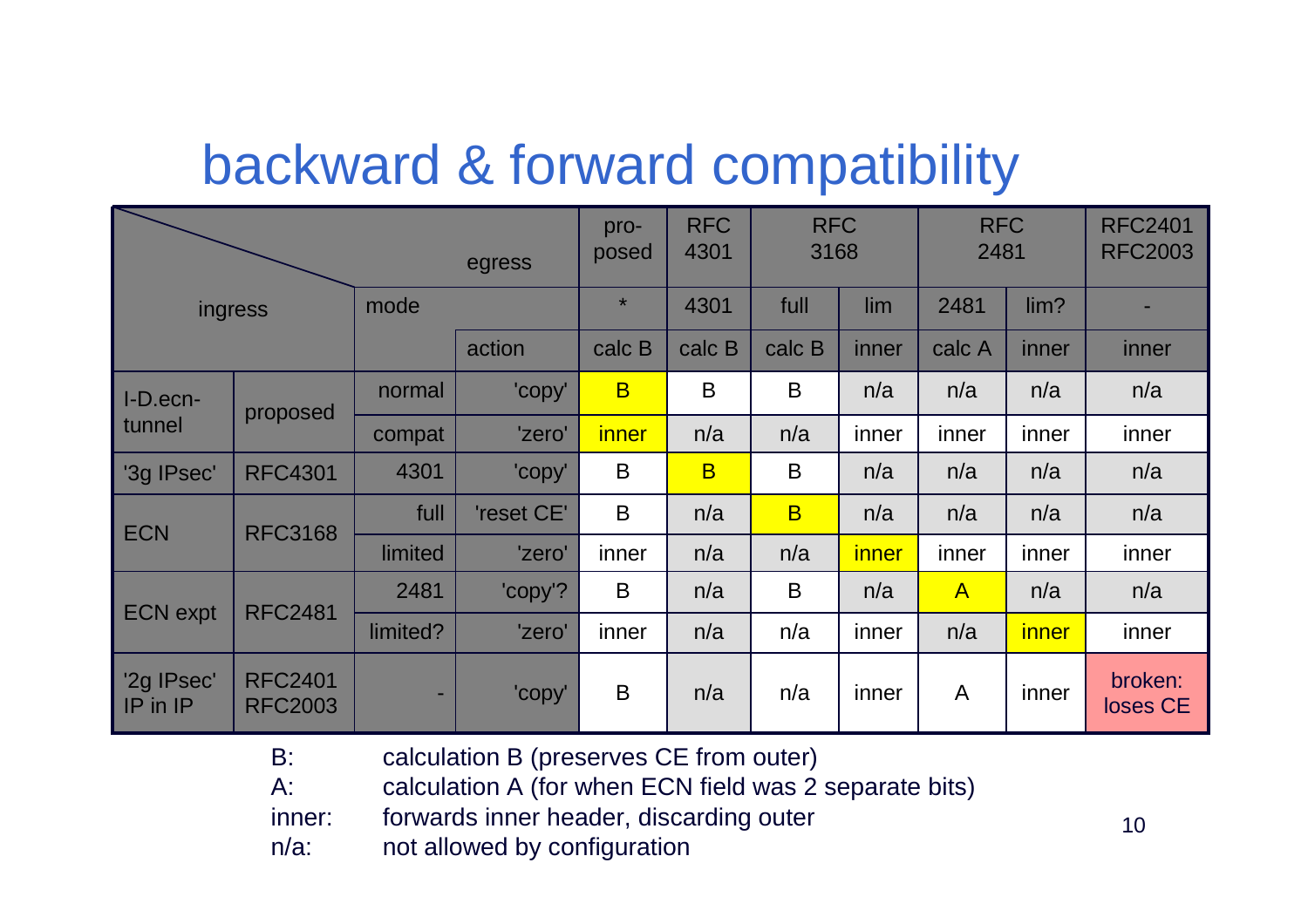# backward & forward compatibility

| ingress | | mode | action | pro-posed | RFC 4301 | RFC 3168 | | RFC 2481 | | RFC2401 RFC2003 |
|---|---|---|---|---|---|---|---|---|---|---|
| | | mode | | * | 4301 | full | lim | 2481 | lim? | - |
| | | | action | calc B | calc B | calc B | inner | calc A | inner | inner |
| I-D.ecn-tunnel | proposed | normal | 'copy' | B | B | B | n/a | n/a | n/a | n/a |
| | | compat | 'zero' | inner | n/a | n/a | inner | inner | inner | inner |
| '3g IPsec' | RFC4301 | 4301 | 'copy' | B | B | B | n/a | n/a | n/a | n/a |
| ECN | RFC3168 | full | 'reset CE' | B | n/a | B | n/a | n/a | n/a | n/a |
| | | limited | 'zero' | inner | n/a | n/a | inner | inner | inner | inner |
| ECN expt | RFC2481 | 2481 | 'copy'? | B | n/a | B | n/a | A | n/a | n/a |
| | | limited? | 'zero' | inner | n/a | n/a | inner | n/a | inner | inner |
| '2g IPsec' IP in IP | RFC2401 RFC2003 | - | 'copy' | B | n/a | n/a | inner | A | inner | broken: loses CE |

B: calculation B (preserves CE from outer)

A: calculation A (for when ECN field was 2 separate bits)

inner: forwards inner header, discarding outer

n/a: not allowed by configuration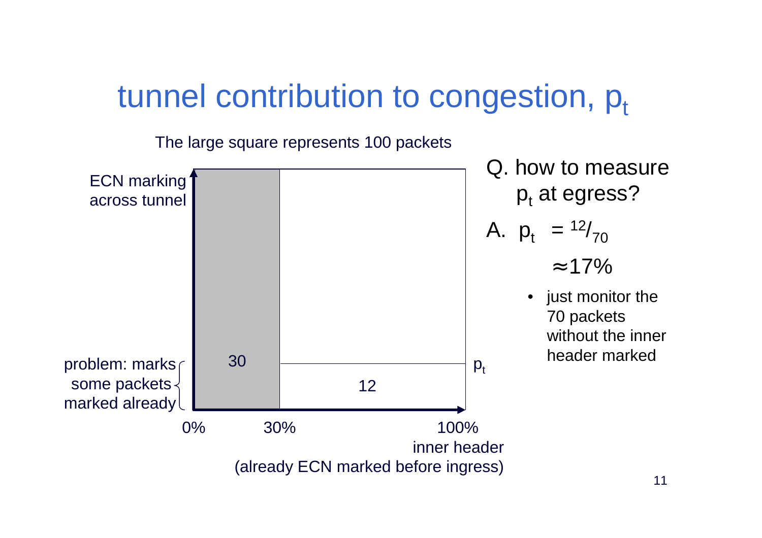# tunnel contribution to congestion, $p_t$

The large square represents 100 packets

ECN marking across tunnel

problem: marks some packets marked already

30

12

$p_t$

0% 30% 100%

inner header (already ECN marked before ingress)

Q. how to measure $p_t$ at egress?

A. $p_t = {}^{12}/_{70}$

$\approx 17\%$

- just monitor the 70 packets without the inner header marked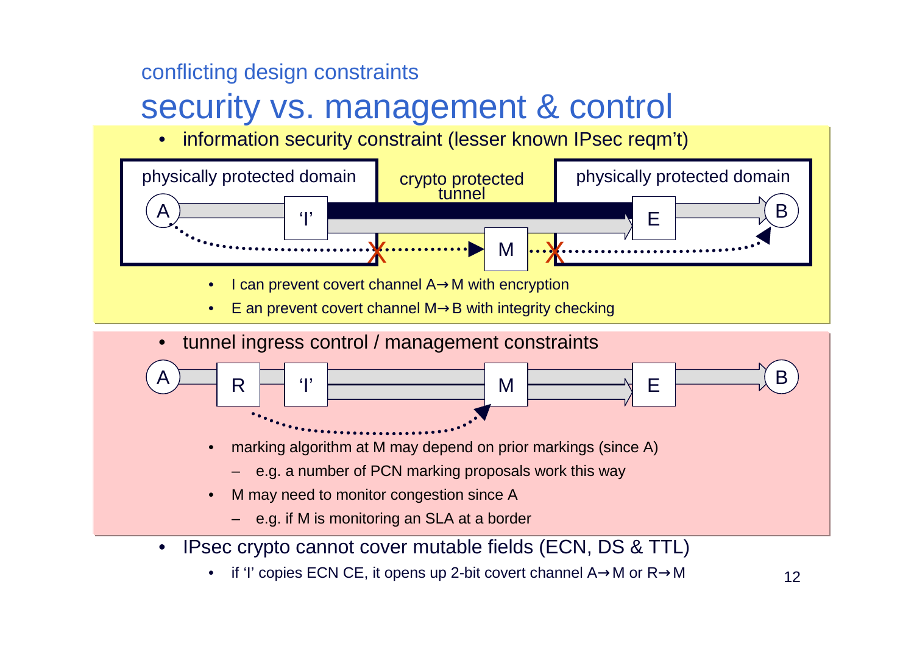conflicting design constraints

# security vs. management & control

- information security constraint (lesser known IPsec reqm't)

physically protected domain — crypto protected tunnel — physically protected domain

A → 'I' → M → E → B

  - I can prevent covert channel A→M with encryption
  - E an prevent covert channel M→B with integrity checking

- tunnel ingress control / management constraints

A → R → 'I' → M → E → B

  - marking algorithm at M may depend on prior markings (since A)
    - e.g. a number of PCN marking proposals work this way
  - M may need to monitor congestion since A
    - e.g. if M is monitoring an SLA at a border

- IPsec crypto cannot cover mutable fields (ECN, DS & TTL)
  - if 'I' copies ECN CE, it opens up 2-bit covert channel A→M or R→M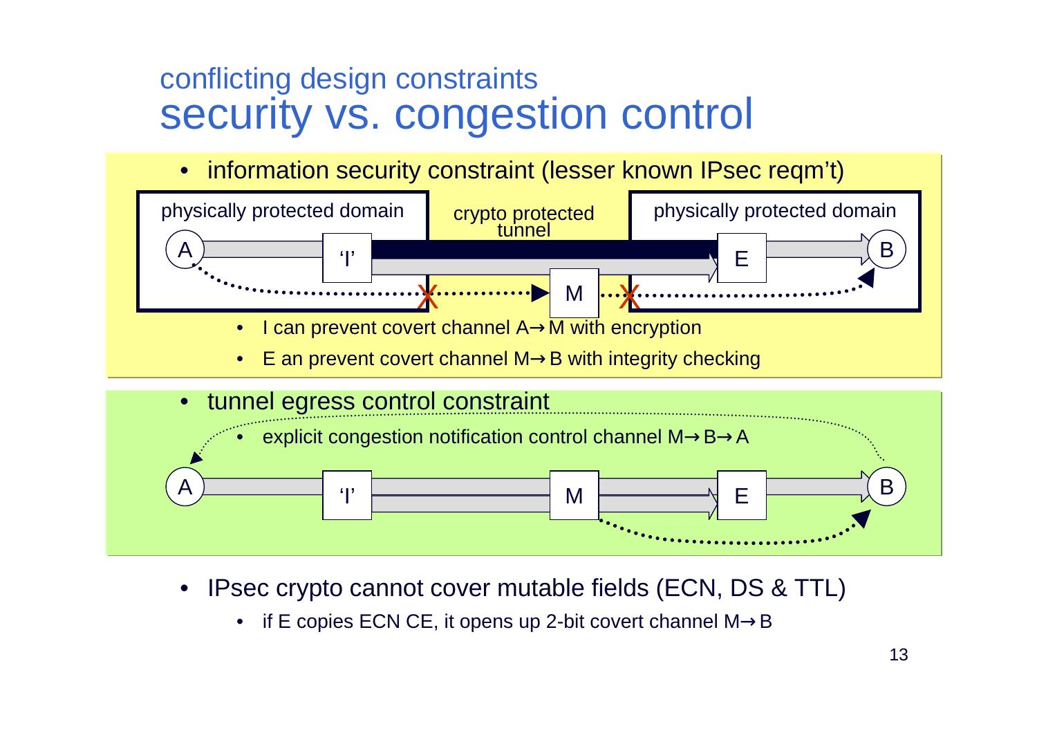## conflicting design constraints

# security vs. congestion control

- information security constraint (lesser known IPsec reqm't)

physically protected domain

crypto protected tunnel

physically protected domain

A

'I'

E

B

M

  - I can prevent covert channel A→M with encryption
  - E an prevent covert channel M→B with integrity checking

- tunnel egress control constraint
  - explicit congestion notification control channel M→B→A

A

'I'

M

E

B

- IPsec crypto cannot cover mutable fields (ECN, DS & TTL)
  - if E copies ECN CE, it opens up 2-bit covert channel M→B